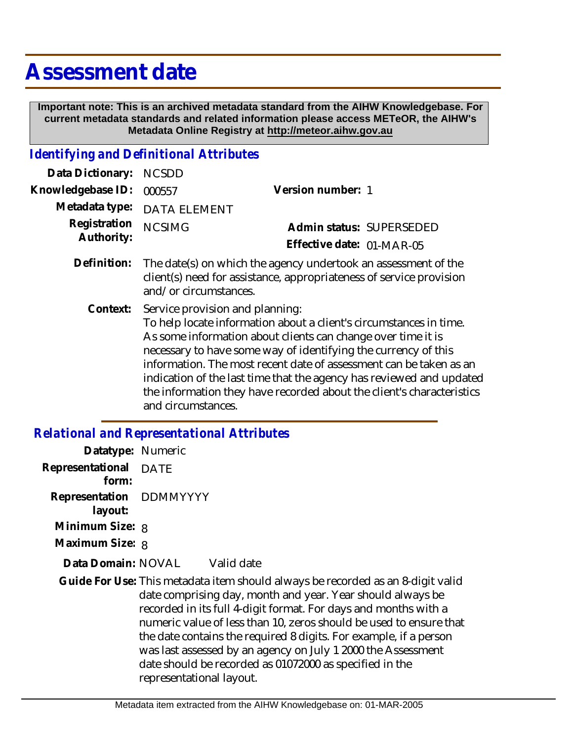# Assessment date

**Important note: This is an archived metadata standard from the AIHW Knowledgebase. For current metadata standards and related information please access METeOR, the AIHW's Metadata Online Registry at http://meteor.aihw.gov.au**

## *Identifying and Definitional Attributes*

**Data Dictionary:** NCSDD

**Knowledgebase ID:** 000557

**Version number:** 1

**Metadata type:** DATA ELEMENT

**Registration Authority:** NCSIMG

**Admin status:** SUPERSEDED

**Effective date:** 01-MAR-05

**Definition:** The date(s) on which the agency undertook an assessment of the client(s) need for assistance, appropriateness of service provision and/or circumstances.

**Context:** Service provision and planning:
To help locate information about a client's circumstances in time. As some information about clients can change over time it is necessary to have some way of identifying the currency of this information. The most recent date of assessment can be taken as an indication of the last time that the agency has reviewed and updated the information they have recorded about the client's characteristics and circumstances.

## *Relational and Representational Attributes*

**Datatype:** Numeric

**Representational form:** DATE

**Representation layout:** DDMMYYYY

**Minimum Size:** 8

**Maximum Size:** 8

**Data Domain:** NOVAL Valid date

**Guide For Use:** This metadata item should always be recorded as an 8-digit valid date comprising day, month and year. Year should always be recorded in its full 4-digit format. For days and months with a numeric value of less than 10, zeros should be used to ensure that the date contains the required 8 digits. For example, if a person was last assessed by an agency on July 1 2000 the Assessment date should be recorded as 01072000 as specified in the representational layout.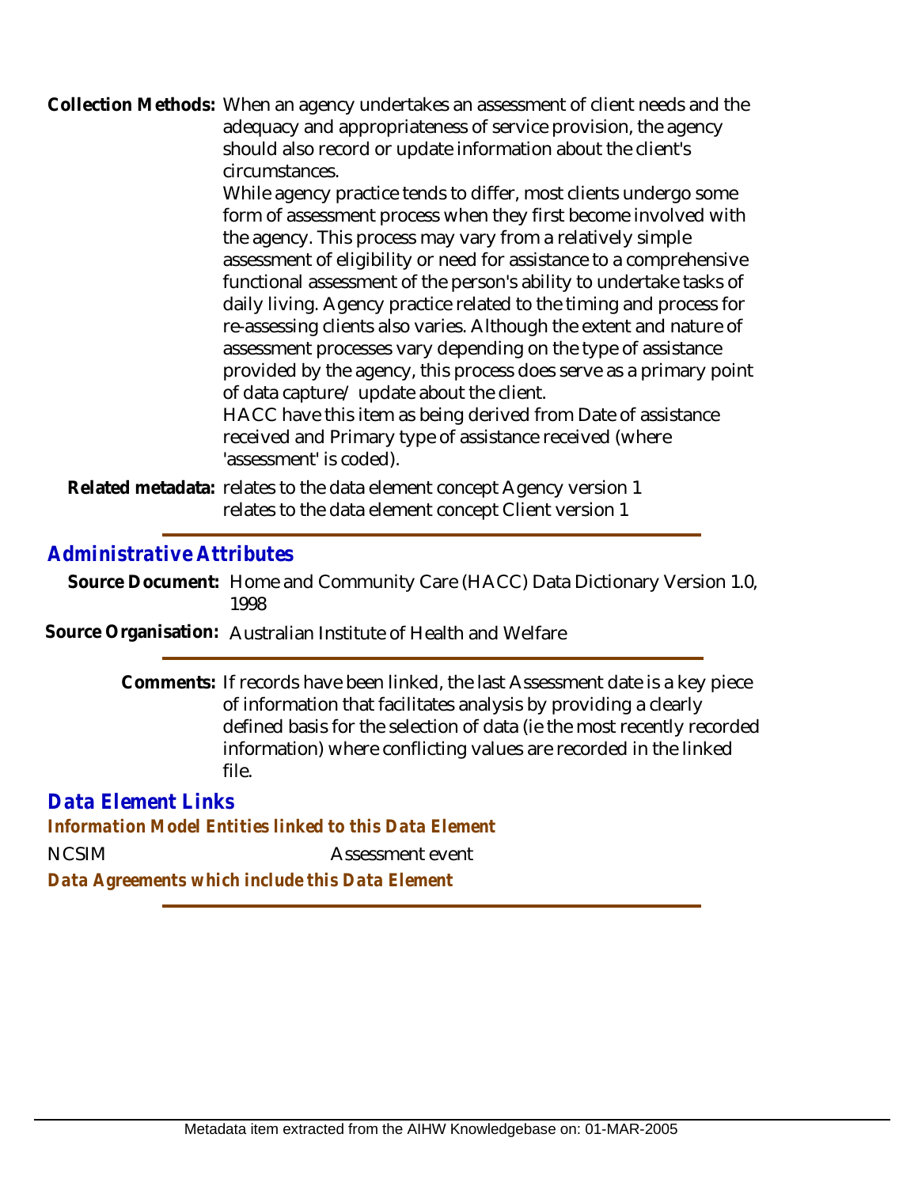**Collection Methods:** When an agency undertakes an assessment of client needs and the adequacy and appropriateness of service provision, the agency should also record or update information about the client's circumstances.

While agency practice tends to differ, most clients undergo some form of assessment process when they first become involved with the agency. This process may vary from a relatively simple assessment of eligibility or need for assistance to a comprehensive functional assessment of the person's ability to undertake tasks of daily living. Agency practice related to the timing and process for re-assessing clients also varies. Although the extent and nature of assessment processes vary depending on the type of assistance provided by the agency, this process does serve as a primary point of data capture/ update about the client.

HACC have this item as being derived from Date of assistance received and Primary type of assistance received (where 'assessment' is coded).

**Related metadata:** relates to the data element concept Agency version 1
relates to the data element concept Client version 1

## Administrative Attributes

**Source Document:** Home and Community Care (HACC) Data Dictionary Version 1.0, 1998

**Source Organisation:** Australian Institute of Health and Welfare

**Comments:** If records have been linked, the last Assessment date is a key piece of information that facilitates analysis by providing a clearly defined basis for the selection of data (ie the most recently recorded information) where conflicting values are recorded in the linked file.

## Data Element Links

### Information Model Entities linked to this Data Element

| | |
|---|---|
| NCSIM | Assessment event |

### Data Agreements which include this Data Element